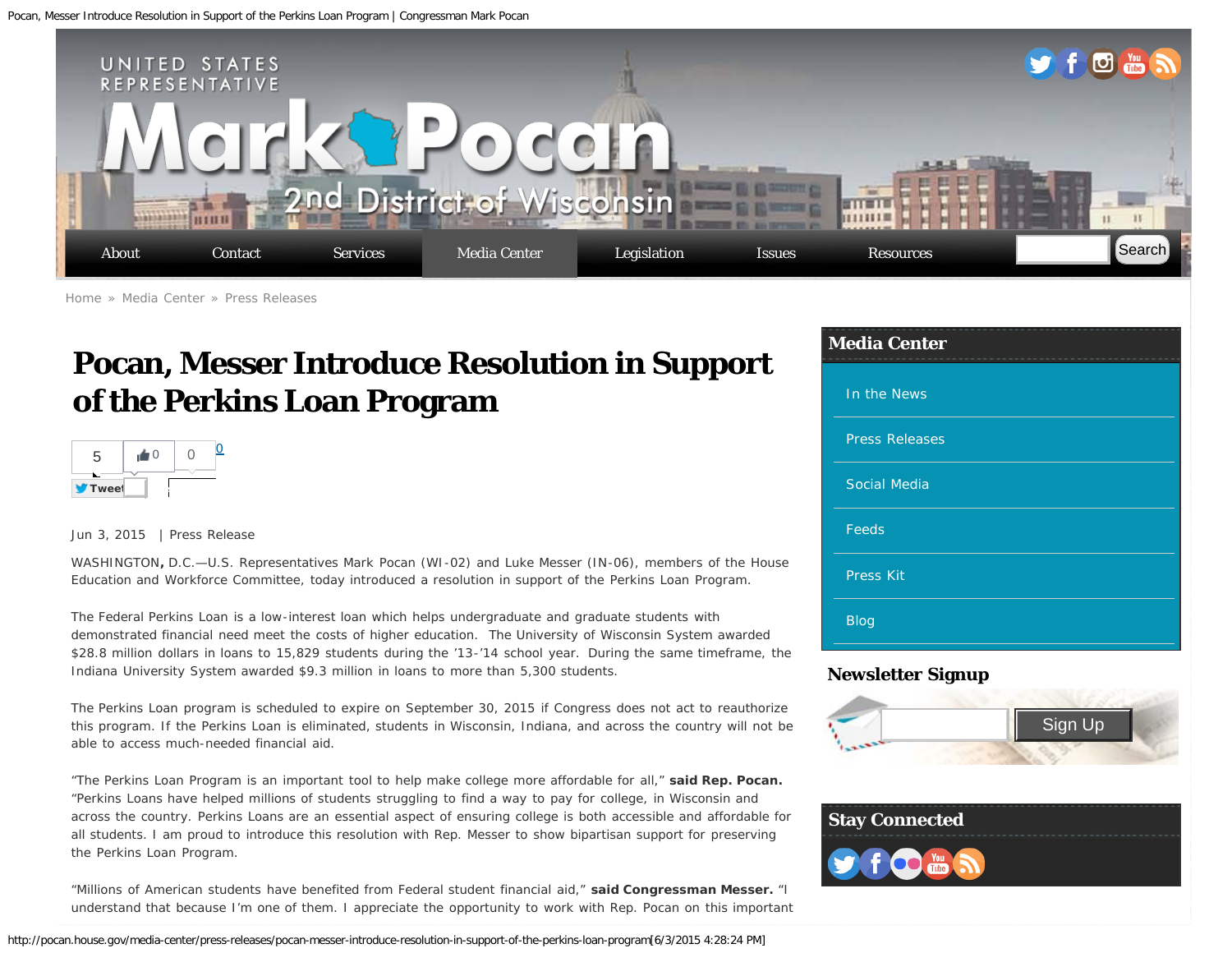# Pocan, Messer Introduce Resolution in Support of the Perkins Loan Program

Jun 3, 2015 | Press Release

WASHINGTON, D.C.—U.S. Representatives Mark Pocan (WI-02) and Luke Messer (IN-06), members of the House Education and Workforce Committee, today introduced a resolution in support of the Perkins Loan Program.

The Federal Perkins Loan is a low-interest loan which helps undergraduate and graduate students with demonstrated financial need meet the costs of higher education. The University of Wisconsin System awarded $28.8 million dollars in loans to 15,829 students during the '13-'14 school year. During the same timeframe, the Indiana University System awarded $9.3 million in loans to more than 5,300 students.

The Perkins Loan program is scheduled to expire on September 30, 2015 if Congress does not act to reauthorize this program. If the Perkins Loan is eliminated, students in Wisconsin, Indiana, and across the country will not be able to access much-needed financial aid.

"The Perkins Loan Program is an important tool to help make college more affordable for all," **said Rep. Pocan.** "Perkins Loans have helped millions of students struggling to find a way to pay for college, in Wisconsin and across the country. Perkins Loans are an essential aspect of ensuring college is both accessible and affordable for all students. I am proud to introduce this resolution with Rep. Messer to show bipartisan support for preserving the Perkins Loan Program.

"Millions of American students have benefited from Federal student financial aid," **said Congressman Messer.** "I understand that because I'm one of them. I appreciate the opportunity to work with Rep. Pocan on this important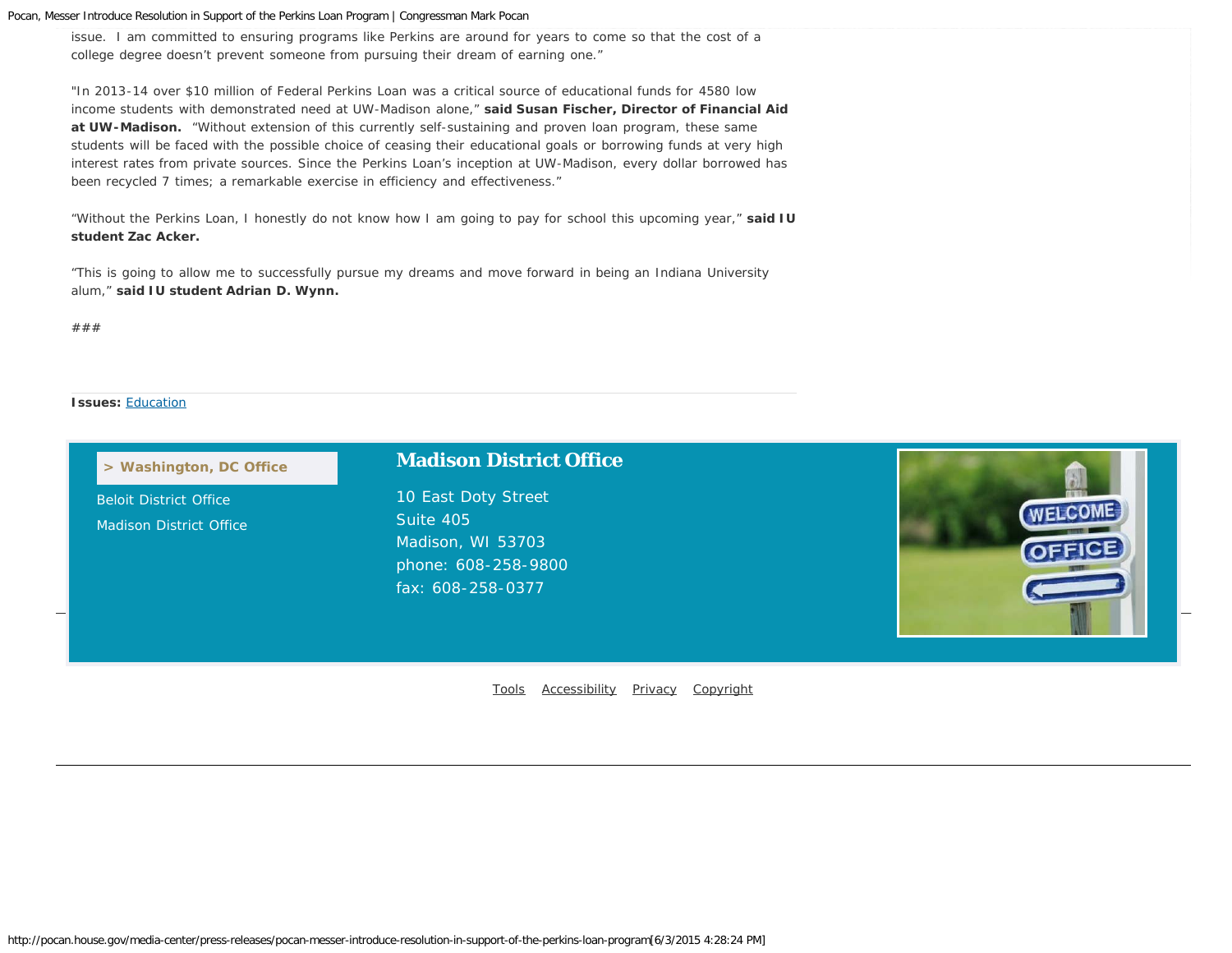issue. I am committed to ensuring programs like Perkins are around for years to come so that the cost of a college degree doesn't prevent someone from pursuing their dream of earning one."

"In 2013-14 over $10 million of Federal Perkins Loan was a critical source of educational funds for 4580 low income students with demonstrated need at UW-Madison alone," **said Susan Fischer, Director of Financial Aid at UW-Madison.** "Without extension of this currently self-sustaining and proven loan program, these same students will be faced with the possible choice of ceasing their educational goals or borrowing funds at very high interest rates from private sources. Since the Perkins Loan's inception at UW-Madison, every dollar borrowed has been recycled 7 times; a remarkable exercise in efficiency and effectiveness."

"Without the Perkins Loan, I honestly do not know how I am going to pay for school this upcoming year," **said IU student Zac Acker.**

"This is going to allow me to successfully pursue my dreams and move forward in being an Indiana University alum," **said IU student Adrian D. Wynn.**

###

**Issues:** Education

> Washington, DC Office

Beloit District Office

Madison District Office

## Madison District Office

10 East Doty Street
Suite 405
Madison, WI 53703
phone: 608-258-9800
fax: 608-258-0377

Tools Accessibility Privacy Copyright